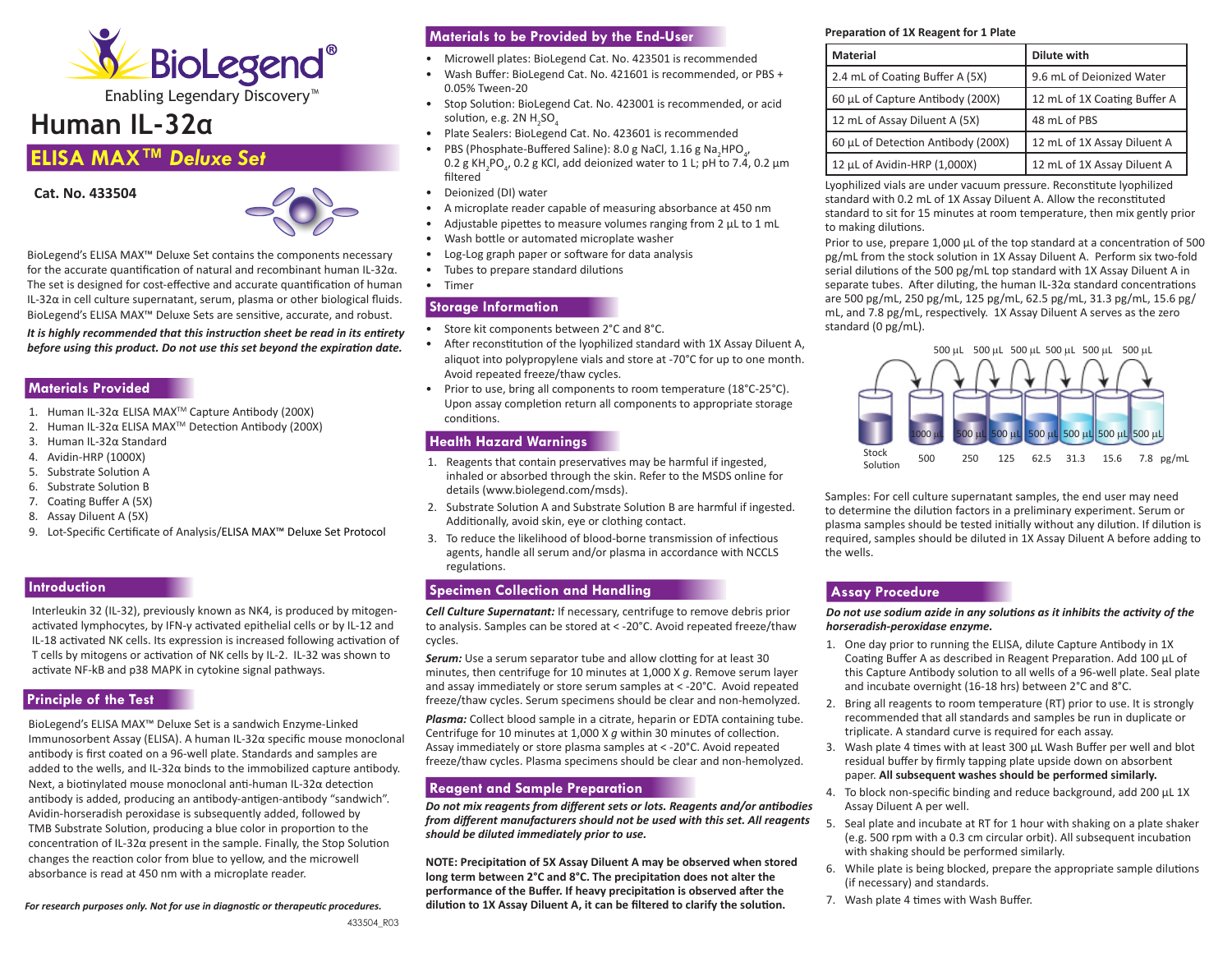# BioLegend®

Enabling Legendary Discovery™

# Human IL-32α

## ELISA MAX™ *Deluxe Set*

**Cat. No. 433504**

BioLegend's ELISA MAX™ Deluxe Set contains the components necessary for the accurate quantification of natural and recombinant human IL-32α. The set is designed for cost-effective and accurate quantification of human IL-32α in cell culture supernatant, serum, plasma or other biological fluids. BioLegend's ELISA MAX™ Deluxe Sets are sensitive, accurate, and robust.

***It is highly recommended that this instruction sheet be read in its entirety before using this product. Do not use this set beyond the expiration date.***

## Materials Provided

1. Human IL-32α ELISA MAX™ Capture Antibody (200X)
2. Human IL-32α ELISA MAX™ Detection Antibody (200X)
3. Human IL-32α Standard
4. Avidin-HRP (1000X)
5. Substrate Solution A
6. Substrate Solution B
7. Coating Buffer A (5X)
8. Assay Diluent A (5X)
9. Lot-Specific Certificate of Analysis/ELISA MAX™ Deluxe Set Protocol

## Introduction

Interleukin 32 (IL-32), previously known as NK4, is produced by mitogen-activated lymphocytes, by IFN-γ activated epithelial cells or by IL-12 and IL-18 activated NK cells. Its expression is increased following activation of T cells by mitogens or activation of NK cells by IL-2. IL-32 was shown to activate NF-kB and p38 MAPK in cytokine signal pathways.

## Principle of the Test

BioLegend's ELISA MAX™ Deluxe Set is a sandwich Enzyme-Linked Immunosorbent Assay (ELISA). A human IL-32α specific mouse monoclonal antibody is first coated on a 96-well plate. Standards and samples are added to the wells, and IL-32α binds to the immobilized capture antibody. Next, a biotinylated mouse monoclonal anti-human IL-32α detection antibody is added, producing an antibody-antigen-antibody "sandwich". Avidin-horseradish peroxidase is subsequently added, followed by TMB Substrate Solution, producing a blue color in proportion to the concentration of IL-32α present in the sample. Finally, the Stop Solution changes the reaction color from blue to yellow, and the microwell absorbance is read at 450 nm with a microplate reader.

*For research purposes only. Not for use in diagnostic or therapeutic procedures.*

433504_R03

## Materials to be Provided by the End-User

- Microwell plates: BioLegend Cat. No. 423501 is recommended
- Wash Buffer: BioLegend Cat. No. 421601 is recommended, or PBS + 0.05% Tween-20
- Stop Solution: BioLegend Cat. No. 423001 is recommended, or acid solution, e.g. 2N $H_2SO_4$
- Plate Sealers: BioLegend Cat. No. 423601 is recommended
- PBS (Phosphate-Buffered Saline): 8.0 g NaCl, 1.16 g $Na_2HPO_4$, 0.2 g $KH_2PO_4$, 0.2 g KCl, add deionized water to 1 L; pH to 7.4, 0.2 µm filtered
- Deionized (DI) water
- A microplate reader capable of measuring absorbance at 450 nm
- Adjustable pipettes to measure volumes ranging from 2 µL to 1 mL
- Wash bottle or automated microplate washer
- Log-Log graph paper or software for data analysis
- Tubes to prepare standard dilutions
- Timer

## Storage Information

- Store kit components between 2°C and 8°C.
- After reconstitution of the lyophilized standard with 1X Assay Diluent A, aliquot into polypropylene vials and store at -70°C for up to one month. Avoid repeated freeze/thaw cycles.
- Prior to use, bring all components to room temperature (18°C-25°C). Upon assay completion return all components to appropriate storage conditions.

## Health Hazard Warnings

1. Reagents that contain preservatives may be harmful if ingested, inhaled or absorbed through the skin. Refer to the MSDS online for details (www.biolegend.com/msds).
2. Substrate Solution A and Substrate Solution B are harmful if ingested. Additionally, avoid skin, eye or clothing contact.
3. To reduce the likelihood of blood-borne transmission of infectious agents, handle all serum and/or plasma in accordance with NCCLS regulations.

## Specimen Collection and Handling

***Cell Culture Supernatant:*** If necessary, centrifuge to remove debris prior to analysis. Samples can be stored at < -20°C. Avoid repeated freeze/thaw cycles.

***Serum:*** Use a serum separator tube and allow clotting for at least 30 minutes, then centrifuge for 10 minutes at 1,000 X *g*. Remove serum layer and assay immediately or store serum samples at < -20°C. Avoid repeated freeze/thaw cycles. Serum specimens should be clear and non-hemolyzed.

***Plasma:*** Collect blood sample in a citrate, heparin or EDTA containing tube. Centrifuge for 10 minutes at 1,000 X *g* within 30 minutes of collection. Assay immediately or store plasma samples at < -20°C. Avoid repeated freeze/thaw cycles. Plasma specimens should be clear and non-hemolyzed.

## Reagent and Sample Preparation

***Do not mix reagents from different sets or lots. Reagents and/or antibodies from different manufacturers should not be used with this set. All reagents should be diluted immediately prior to use.***

**NOTE: Precipitation of 5X Assay Diluent A may be observed when stored long term between 2°C and 8°C. The precipitation does not alter the performance of the Buffer. If heavy precipitation is observed after the dilution to 1X Assay Diluent A, it can be filtered to clarify the solution.**

**Preparation of 1X Reagent for 1 Plate**

| Material | Dilute with |
|---|---|
| 2.4 mL of Coating Buffer A (5X) | 9.6 mL of Deionized Water |
| 60 µL of Capture Antibody (200X) | 12 mL of 1X Coating Buffer A |
| 12 mL of Assay Diluent A (5X) | 48 mL of PBS |
| 60 µL of Detection Antibody (200X) | 12 mL of 1X Assay Diluent A |
| 12 µL of Avidin-HRP (1,000X) | 12 mL of 1X Assay Diluent A |

Lyophilized vials are under vacuum pressure. Reconstitute lyophilized standard with 0.2 mL of 1X Assay Diluent A. Allow the reconstituted standard to sit for 15 minutes at room temperature, then mix gently prior to making dilutions.

Prior to use, prepare 1,000 µL of the top standard at a concentration of 500 pg/mL from the stock solution in 1X Assay Diluent A. Perform six two-fold serial dilutions of the 500 pg/mL top standard with 1X Assay Diluent A in separate tubes. After diluting, the human IL-32α standard concentrations are 500 pg/mL, 250 pg/mL, 125 pg/mL, 62.5 pg/mL, 31.3 pg/mL, 15.6 pg/mL, and 7.8 pg/mL, respectively. 1X Assay Diluent A serves as the zero standard (0 pg/mL).

500 µL 500 µL 500 µL 500 µL 500 µL 500 µL

Stock Solution | 1000 µL: 500 | 500 µL: 250 | 500 µL: 125 | 500 µL: 62.5 | 500 µL: 31.3 | 500 µL: 15.6 | 500 µL: 7.8 pg/mL

Samples: For cell culture supernatant samples, the end user may need to determine the dilution factors in a preliminary experiment. Serum or plasma samples should be tested initially without any dilution. If dilution is required, samples should be diluted in 1X Assay Diluent A before adding to the wells.

## Assay Procedure

***Do not use sodium azide in any solutions as it inhibits the activity of the horseradish-peroxidase enzyme.***

1. One day prior to running the ELISA, dilute Capture Antibody in 1X Coating Buffer A as described in Reagent Preparation. Add 100 µL of this Capture Antibody solution to all wells of a 96-well plate. Seal plate and incubate overnight (16-18 hrs) between 2°C and 8°C.
2. Bring all reagents to room temperature (RT) prior to use. It is strongly recommended that all standards and samples be run in duplicate or triplicate. A standard curve is required for each assay.
3. Wash plate 4 times with at least 300 µL Wash Buffer per well and blot residual buffer by firmly tapping plate upside down on absorbent paper. **All subsequent washes should be performed similarly.**
4. To block non-specific binding and reduce background, add 200 µL 1X Assay Diluent A per well.
5. Seal plate and incubate at RT for 1 hour with shaking on a plate shaker (e.g. 500 rpm with a 0.3 cm circular orbit). All subsequent incubation with shaking should be performed similarly.
6. While plate is being blocked, prepare the appropriate sample dilutions (if necessary) and standards.
7. Wash plate 4 times with Wash Buffer.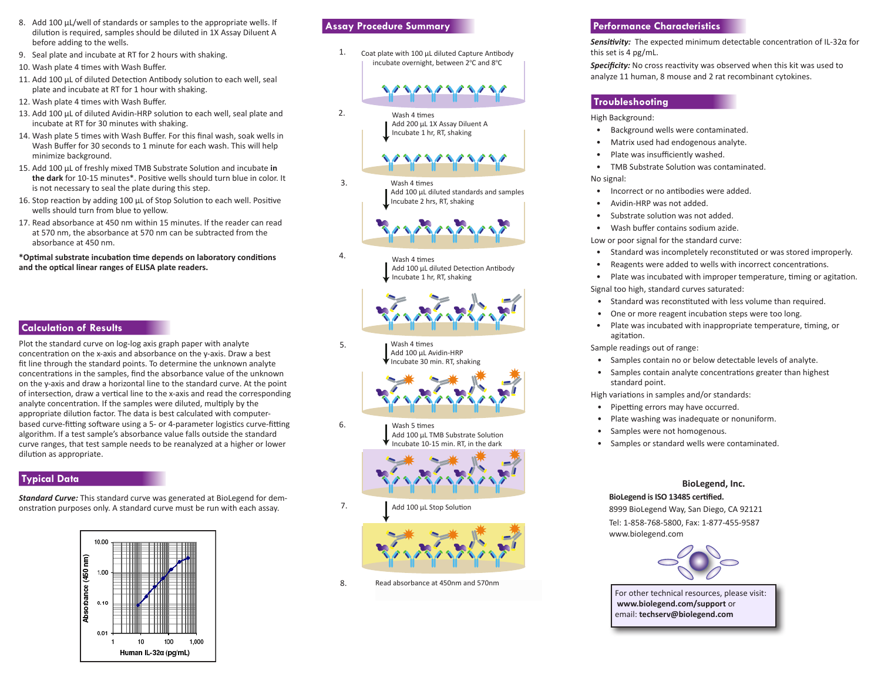8. Add 100 µL/well of standards or samples to the appropriate wells. If dilution is required, samples should be diluted in 1X Assay Diluent A before adding to the wells.
9. Seal plate and incubate at RT for 2 hours with shaking.
10. Wash plate 4 times with Wash Buffer.
11. Add 100 µL of diluted Detection Antibody solution to each well, seal plate and incubate at RT for 1 hour with shaking.
12. Wash plate 4 times with Wash Buffer.
13. Add 100 µL of diluted Avidin-HRP solution to each well, seal plate and incubate at RT for 30 minutes with shaking.
14. Wash plate 5 times with Wash Buffer. For this final wash, soak wells in Wash Buffer for 30 seconds to 1 minute for each wash. This will help minimize background.
15. Add 100 µL of freshly mixed TMB Substrate Solution and incubate **in the dark** for 10-15 minutes*. Positive wells should turn blue in color. It is not necessary to seal the plate during this step.
16. Stop reaction by adding 100 µL of Stop Solution to each well. Positive wells should turn from blue to yellow.
17. Read absorbance at 450 nm within 15 minutes. If the reader can read at 570 nm, the absorbance at 570 nm can be subtracted from the absorbance at 450 nm.

**\*Optimal substrate incubation time depends on laboratory conditions and the optical linear ranges of ELISA plate readers.**

## Calculation of Results

Plot the standard curve on log-log axis graph paper with analyte concentration on the x-axis and absorbance on the y-axis. Draw a best fit line through the standard points. To determine the unknown analyte concentrations in the samples, find the absorbance value of the unknown on the y-axis and draw a horizontal line to the standard curve. At the point of intersection, draw a vertical line to the x-axis and read the corresponding analyte concentration. If the samples were diluted, multiply by the appropriate dilution factor. The data is best calculated with computer-based curve-fitting software using a 5- or 4-parameter logistics curve-fitting algorithm. If a test sample's absorbance value falls outside the standard curve ranges, that test sample needs to be reanalyzed at a higher or lower dilution as appropriate.

## Typical Data

***Standard Curve:*** This standard curve was generated at BioLegend for demonstration purposes only. A standard curve must be run with each assay.

Absorbance (450 nm)
10.00
1.00
0.10
0.01
1
10
100
1,000
Human IL-32α (pg/mL)

## Assay Procedure Summary

1. Coat plate with 100 µL diluted Capture Antibody incubate overnight, between 2°C and 8°C
2. Wash 4 times
   Add 200 µL 1X Assay Diluent A
   Incubate 1 hr, RT, shaking
3. Wash 4 times
   Add 100 µL diluted standards and samples
   Incubate 2 hrs, RT, shaking
4. Wash 4 times
   Add 100 µL diluted Detection Antibody
   Incubate 1 hr, RT, shaking
5. Wash 4 times
   Add 100 µL Avidin-HRP
   Incubate 30 min. RT, shaking
6. Wash 5 times
   Add 100 µL TMB Substrate Solution
   Incubate 10-15 min. RT, in the dark
7. Add 100 µL Stop Solution
8. Read absorbance at 450nm and 570nm

## Performance Characteristics

***Sensitivity:*** The expected minimum detectable concentration of IL-32α for this set is 4 pg/mL.

***Specificity:*** No cross reactivity was observed when this kit was used to analyze 11 human, 8 mouse and 2 rat recombinant cytokines.

## Troubleshooting

High Background:
- Background wells were contaminated.
- Matrix used had endogenous analyte.
- Plate was insufficiently washed.
- TMB Substrate Solution was contaminated.

No signal:
- Incorrect or no antibodies were added.
- Avidin-HRP was not added.
- Substrate solution was not added.
- Wash buffer contains sodium azide.

Low or poor signal for the standard curve:
- Standard was incompletely reconstituted or was stored improperly.
- Reagents were added to wells with incorrect concentrations.
- Plate was incubated with improper temperature, timing or agitation.

Signal too high, standard curves saturated:
- Standard was reconstituted with less volume than required.
- One or more reagent incubation steps were too long.
- Plate was incubated with inappropriate temperature, timing, or agitation.

Sample readings out of range:
- Samples contain no or below detectable levels of analyte.
- Samples contain analyte concentrations greater than highest standard point.

High variations in samples and/or standards:
- Pipetting errors may have occurred.
- Plate washing was inadequate or nonuniform.
- Samples were not homogenous.
- Samples or standard wells were contaminated.

**BioLegend, Inc.**

**BioLegend is ISO 13485 certified.**

8999 BioLegend Way, San Diego, CA 92121

Tel: 1-858-768-5800, Fax: 1-877-455-9587

www.biolegend.com

For other technical resources, please visit: **www.biolegend.com/support** or email: **techserv@biolegend.com**